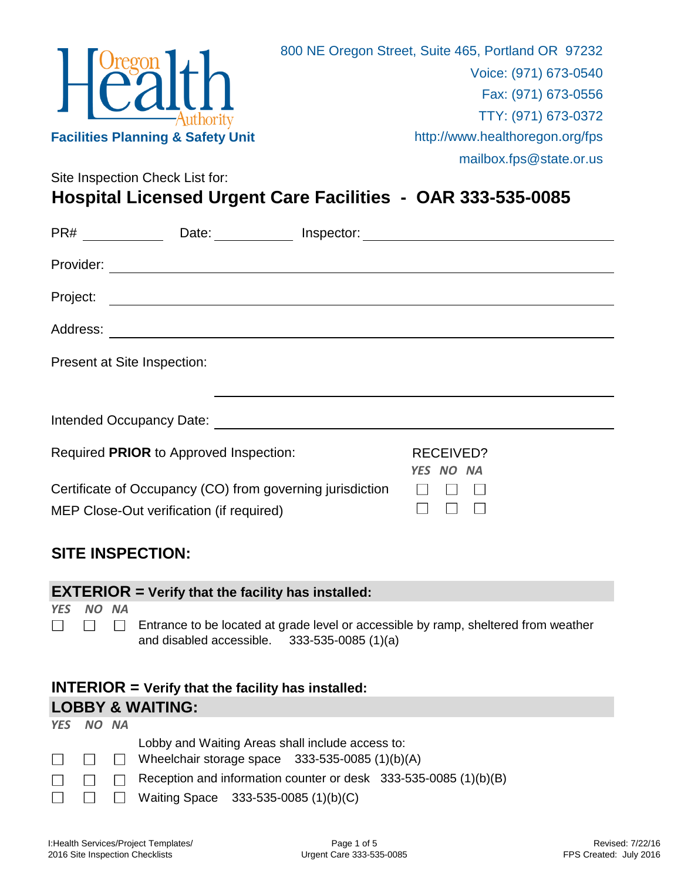Oregon Health Authority

**Facilities Planning & Safety Unit**

800 NE Oregon Street, Suite 465, Portland OR 97232
Voice: (971) 673-0540
Fax: (971) 673-0556
TTY: (971) 673-0372
http://www.healthoregon.org/fps
mailbox.fps@state.or.us

Site Inspection Check List for:

# Hospital Licensed Urgent Care Facilities - OAR 333-535-0085

PR# ____________ Date: ____________ Inspector: ______________________________

Provider: ______________________________________________

Project: ______________________________________________

Address: ______________________________________________

Present at Site Inspection: ______________________________________________

Intended Occupancy Date: ______________________________________________

| Required **PRIOR** to Approved Inspection: | RECEIVED? YES | NO | NA |
|---|---|---|---|
| Certificate of Occupancy (CO) from governing jurisdiction | ☐ | ☐ | ☐ |
| MEP Close-Out verification (if required) | ☐ | ☐ | ☐ |

## SITE INSPECTION:

### EXTERIOR = Verify that the facility has installed:

| *YES* | *NO* | *NA* | |
|---|---|---|---|
| ☐ | ☐ | ☐ | Entrance to be located at grade level or accessible by ramp, sheltered from weather and disabled accessible. 333-535-0085 (1)(a) |

### INTERIOR = Verify that the facility has installed:

### LOBBY & WAITING:

| *YES* | *NO* | *NA* | |
|---|---|---|---|
| | | | Lobby and Waiting Areas shall include access to: |
| ☐ | ☐ | ☐ | Wheelchair storage space 333-535-0085 (1)(b)(A) |
| ☐ | ☐ | ☐ | Reception and information counter or desk 333-535-0085 (1)(b)(B) |
| ☐ | ☐ | ☐ | Waiting Space 333-535-0085 (1)(b)(C) |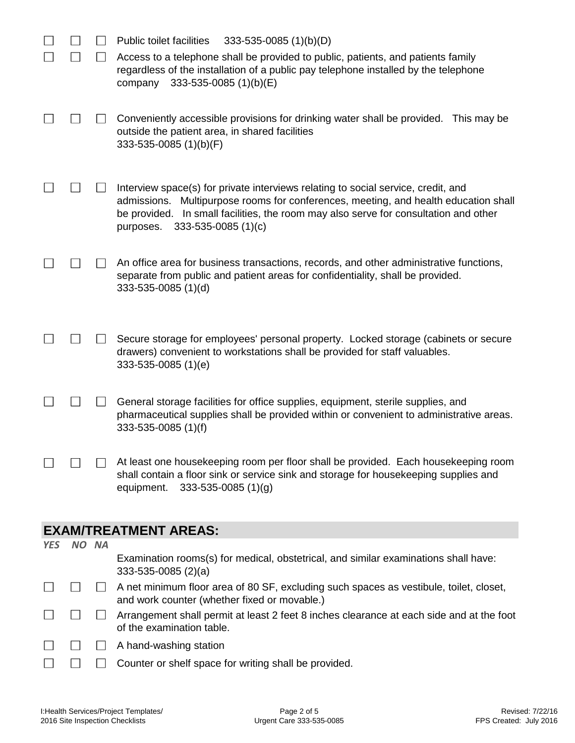☐ ☐ ☐ Public toilet facilities 333-535-0085 (1)(b)(D)

☐ ☐ ☐ Access to a telephone shall be provided to public, patients, and patients family regardless of the installation of a public pay telephone installed by the telephone company 333-535-0085 (1)(b)(E)

☐ ☐ ☐ Conveniently accessible provisions for drinking water shall be provided. This may be outside the patient area, in shared facilities 333-535-0085 (1)(b)(F)

☐ ☐ ☐ Interview space(s) for private interviews relating to social service, credit, and admissions. Multipurpose rooms for conferences, meeting, and health education shall be provided. In small facilities, the room may also serve for consultation and other purposes. 333-535-0085 (1)(c)

☐ ☐ ☐ An office area for business transactions, records, and other administrative functions, separate from public and patient areas for confidentiality, shall be provided. 333-535-0085 (1)(d)

☐ ☐ ☐ Secure storage for employees' personal property. Locked storage (cabinets or secure drawers) convenient to workstations shall be provided for staff valuables. 333-535-0085 (1)(e)

☐ ☐ ☐ General storage facilities for office supplies, equipment, sterile supplies, and pharmaceutical supplies shall be provided within or convenient to administrative areas. 333-535-0085 (1)(f)

☐ ☐ ☐ At least one housekeeping room per floor shall be provided. Each housekeeping room shall contain a floor sink or service sink and storage for housekeeping supplies and equipment. 333-535-0085 (1)(g)

## EXAM/TREATMENT AREAS:

*YES NO NA*

Examination rooms(s) for medical, obstetrical, and similar examinations shall have: 333-535-0085 (2)(a)

☐ ☐ ☐ A net minimum floor area of 80 SF, excluding such spaces as vestibule, toilet, closet, and work counter (whether fixed or movable.)

☐ ☐ ☐ Arrangement shall permit at least 2 feet 8 inches clearance at each side and at the foot of the examination table.

☐ ☐ ☐ A hand-washing station

☐ ☐ ☐ Counter or shelf space for writing shall be provided.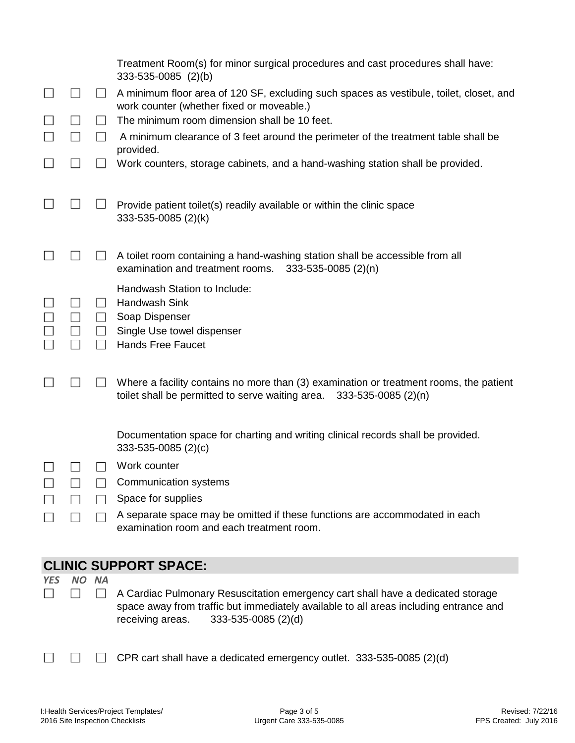Treatment Room(s) for minor surgical procedures and cast procedures shall have: 333-535-0085 (2)(b)

- ☐ ☐ ☐ A minimum floor area of 120 SF, excluding such spaces as vestibule, toilet, closet, and work counter (whether fixed or moveable.)
- ☐ ☐ ☐ The minimum room dimension shall be 10 feet.
- ☐ ☐ ☐ A minimum clearance of 3 feet around the perimeter of the treatment table shall be provided.
- ☐ ☐ ☐ Work counters, storage cabinets, and a hand-washing station shall be provided.

☐ ☐ ☐ Provide patient toilet(s) readily available or within the clinic space 333-535-0085 (2)(k)

☐ ☐ ☐ A toilet room containing a hand-washing station shall be accessible from all examination and treatment rooms. 333-535-0085 (2)(n)

Handwash Station to Include:

- ☐ ☐ ☐ Handwash Sink
- ☐ ☐ ☐ Soap Dispenser
- ☐ ☐ ☐ Single Use towel dispenser
- ☐ ☐ ☐ Hands Free Faucet

☐ ☐ ☐ Where a facility contains no more than (3) examination or treatment rooms, the patient toilet shall be permitted to serve waiting area. 333-535-0085 (2)(n)

Documentation space for charting and writing clinical records shall be provided. 333-535-0085 (2)(c)

- ☐ ☐ ☐ Work counter
- ☐ ☐ ☐ Communication systems
- ☐ ☐ ☐ Space for supplies
- ☐ ☐ ☐ A separate space may be omitted if these functions are accommodated in each examination room and each treatment room.

## CLINIC SUPPORT SPACE:

*YES NO NA*

☐ ☐ ☐ A Cardiac Pulmonary Resuscitation emergency cart shall have a dedicated storage space away from traffic but immediately available to all areas including entrance and receiving areas. 333-535-0085 (2)(d)

☐ ☐ ☐ CPR cart shall have a dedicated emergency outlet. 333-535-0085 (2)(d)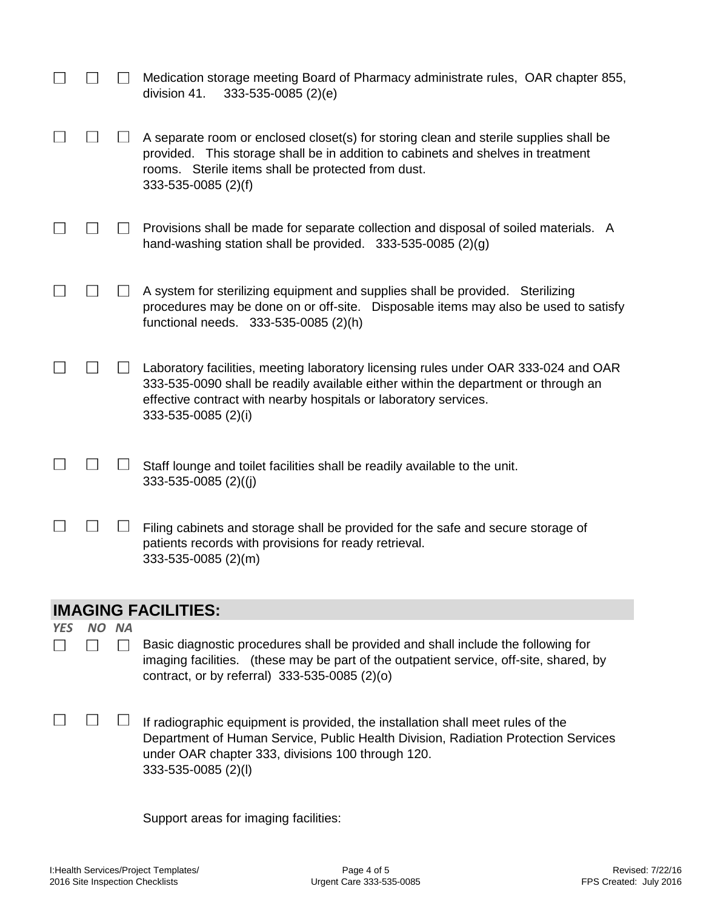☐ ☐ ☐ Medication storage meeting Board of Pharmacy administrate rules, OAR chapter 855, division 41. 333-535-0085 (2)(e)

☐ ☐ ☐ A separate room or enclosed closet(s) for storing clean and sterile supplies shall be provided. This storage shall be in addition to cabinets and shelves in treatment rooms. Sterile items shall be protected from dust.
333-535-0085 (2)(f)

☐ ☐ ☐ Provisions shall be made for separate collection and disposal of soiled materials. A hand-washing station shall be provided. 333-535-0085 (2)(g)

☐ ☐ ☐ A system for sterilizing equipment and supplies shall be provided. Sterilizing procedures may be done on or off-site. Disposable items may also be used to satisfy functional needs. 333-535-0085 (2)(h)

☐ ☐ ☐ Laboratory facilities, meeting laboratory licensing rules under OAR 333-024 and OAR 333-535-0090 shall be readily available either within the department or through an effective contract with nearby hospitals or laboratory services.
333-535-0085 (2)(i)

☐ ☐ ☐ Staff lounge and toilet facilities shall be readily available to the unit.
333-535-0085 (2)((j)

☐ ☐ ☐ Filing cabinets and storage shall be provided for the safe and secure storage of patients records with provisions for ready retrieval.
333-535-0085 (2)(m)

## IMAGING FACILITIES:

*YES NO NA*

☐ ☐ ☐ Basic diagnostic procedures shall be provided and shall include the following for imaging facilities. (these may be part of the outpatient service, off-site, shared, by contract, or by referral) 333-535-0085 (2)(o)

☐ ☐ ☐ If radiographic equipment is provided, the installation shall meet rules of the Department of Human Service, Public Health Division, Radiation Protection Services under OAR chapter 333, divisions 100 through 120.
333-535-0085 (2)(l)

Support areas for imaging facilities: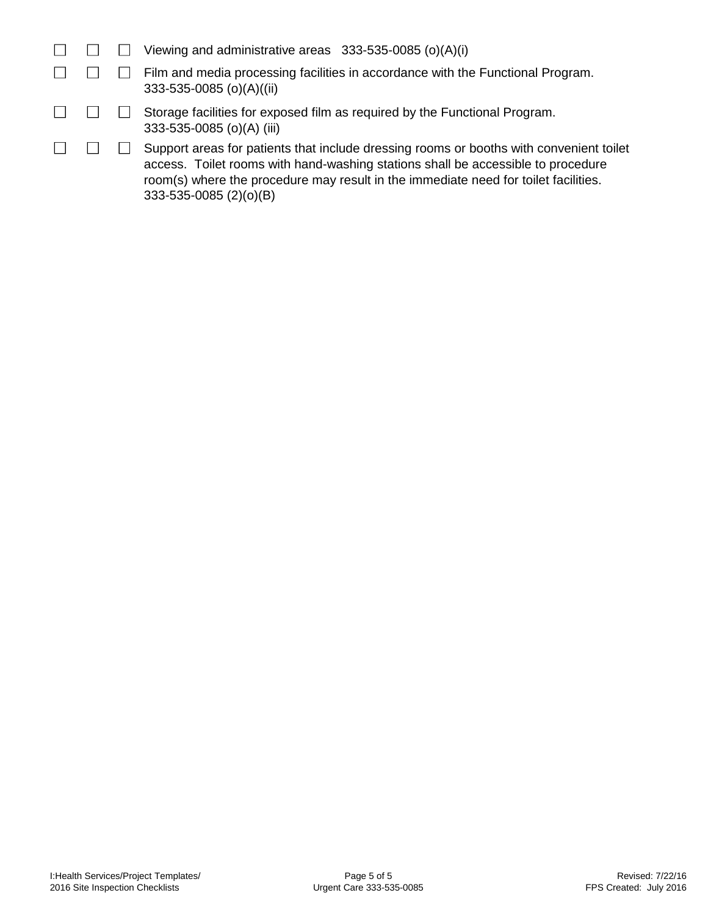| | | | |
|---|---|---|---|
| ☐ | ☐ | ☐ | Viewing and administrative areas   333-535-0085 (o)(A)(i) |
| ☐ | ☐ | ☐ | Film and media processing facilities in accordance with the Functional Program. 333-535-0085 (o)(A)((ii) |
| ☐ | ☐ | ☐ | Storage facilities for exposed film as required by the Functional Program. 333-535-0085 (o)(A) (iii) |
| ☐ | ☐ | ☐ | Support areas for patients that include dressing rooms or booths with convenient toilet access.  Toilet rooms with hand-washing stations shall be accessible to procedure room(s) where the procedure may result in the immediate need for toilet facilities. 333-535-0085 (2)(o)(B) |